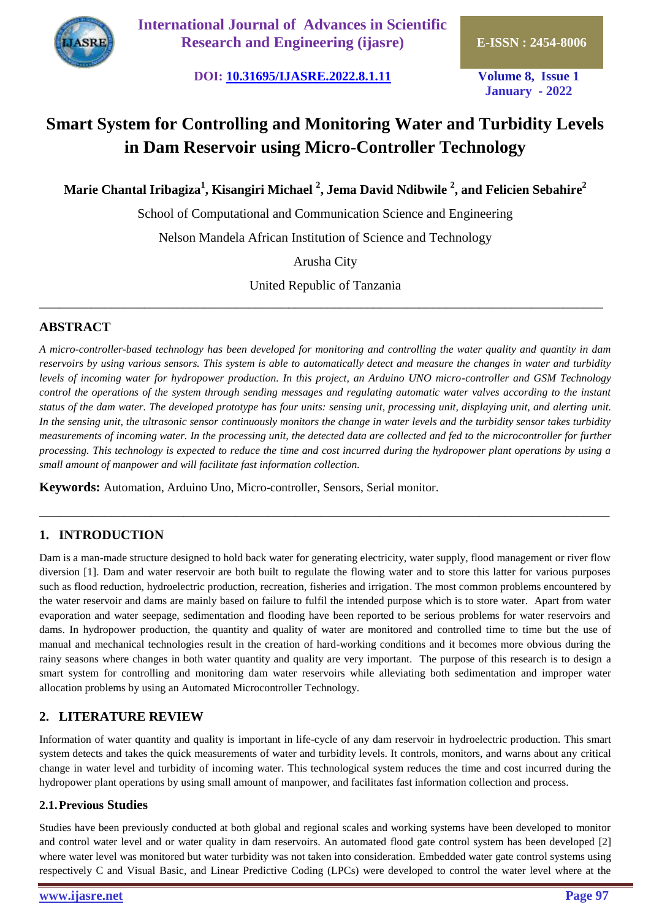# Smart System for Controlling and Monitoring Water and Turbidity Levels in Dam Reservoir using Micro-Controller Technology

**Marie Chantal Iribagiza[1], Kisangiri Michael [2], Jema David Ndibwile [2], and Felicien Sebahire[2]**

School of Computational and Communication Science and Engineering

Nelson Mandela African Institution of Science and Technology

Arusha City

United Republic of Tanzania

## ABSTRACT

*A micro-controller-based technology has been developed for monitoring and controlling the water quality and quantity in dam reservoirs by using various sensors. This system is able to automatically detect and measure the changes in water and turbidity levels of incoming water for hydropower production. In this project, an Arduino UNO micro-controller and GSM Technology control the operations of the system through sending messages and regulating automatic water valves according to the instant status of the dam water. The developed prototype has four units: sensing unit, processing unit, displaying unit, and alerting unit. In the sensing unit, the ultrasonic sensor continuously monitors the change in water levels and the turbidity sensor takes turbidity measurements of incoming water. In the processing unit, the detected data are collected and fed to the microcontroller for further processing. This technology is expected to reduce the time and cost incurred during the hydropower plant operations by using a small amount of manpower and will facilitate fast information collection.*

**Keywords:** Automation, Arduino Uno, Micro-controller, Sensors, Serial monitor.

## 1. INTRODUCTION

Dam is a man-made structure designed to hold back water for generating electricity, water supply, flood management or river flow diversion [1]. Dam and water reservoir are both built to regulate the flowing water and to store this latter for various purposes such as flood reduction, hydroelectric production, recreation, fisheries and irrigation. The most common problems encountered by the water reservoir and dams are mainly based on failure to fulfil the intended purpose which is to store water. Apart from water evaporation and water seepage, sedimentation and flooding have been reported to be serious problems for water reservoirs and dams. In hydropower production, the quantity and quality of water are monitored and controlled time to time but the use of manual and mechanical technologies result in the creation of hard-working conditions and it becomes more obvious during the rainy seasons where changes in both water quantity and quality are very important. The purpose of this research is to design a smart system for controlling and monitoring dam water reservoirs while alleviating both sedimentation and improper water allocation problems by using an Automated Microcontroller Technology.

## 2. LITERATURE REVIEW

Information of water quantity and quality is important in life-cycle of any dam reservoir in hydroelectric production. This smart system detects and takes the quick measurements of water and turbidity levels. It controls, monitors, and warns about any critical change in water level and turbidity of incoming water. This technological system reduces the time and cost incurred during the hydropower plant operations by using small amount of manpower, and facilitates fast information collection and process.

### 2.1. Previous Studies

Studies have been previously conducted at both global and regional scales and working systems have been developed to monitor and control water level and or water quality in dam reservoirs. An automated flood gate control system has been developed [2] where water level was monitored but water turbidity was not taken into consideration. Embedded water gate control systems using respectively C and Visual Basic, and Linear Predictive Coding (LPCs) were developed to control the water level where at the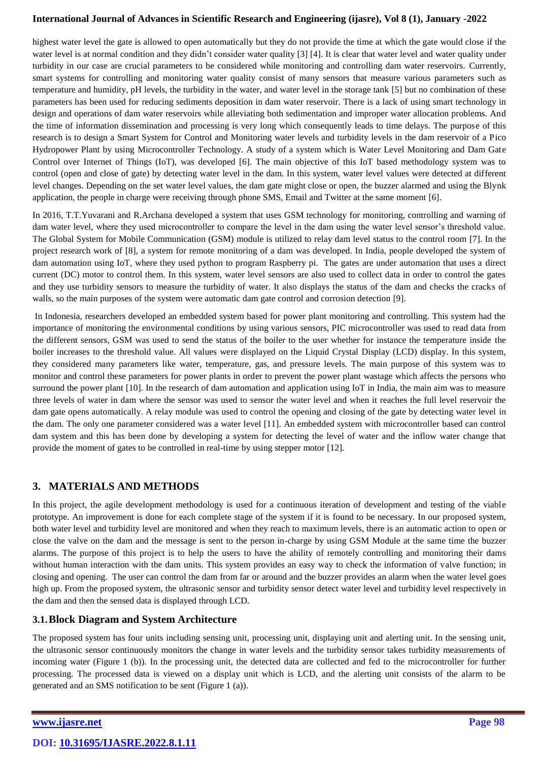highest water level the gate is allowed to open automatically but they do not provide the time at which the gate would close if the water level is at normal condition and they didn't consider water quality [3] [4]. It is clear that water level and water quality under turbidity in our case are crucial parameters to be considered while monitoring and controlling dam water reservoirs. Currently, smart systems for controlling and monitoring water quality consist of many sensors that measure various parameters such as temperature and humidity, pH levels, the turbidity in the water, and water level in the storage tank [5] but no combination of these parameters has been used for reducing sediments deposition in dam water reservoir. There is a lack of using smart technology in design and operations of dam water reservoirs while alleviating both sedimentation and improper water allocation problems. And the time of information dissemination and processing is very long which consequently leads to time delays. The purpose of this research is to design a Smart System for Control and Monitoring water levels and turbidity levels in the dam reservoir of a Pico Hydropower Plant by using Microcontroller Technology. A study of a system which is Water Level Monitoring and Dam Gate Control over Internet of Things (IoT), was developed [6]. The main objective of this IoT based methodology system was to control (open and close of gate) by detecting water level in the dam. In this system, water level values were detected at different level changes. Depending on the set water level values, the dam gate might close or open, the buzzer alarmed and using the Blynk application, the people in charge were receiving through phone SMS, Email and Twitter at the same moment [6].

In 2016, T.T.Yuvarani and R.Archana developed a system that uses GSM technology for monitoring, controlling and warning of dam water level, where they used microcontroller to compare the level in the dam using the water level sensor's threshold value. The Global System for Mobile Communication (GSM) module is utilized to relay dam level status to the control room [7]. In the project research work of [8], a system for remote monitoring of a dam was developed. In India, people developed the system of dam automation using IoT, where they used python to program Raspberry pi. The gates are under automation that uses a direct current (DC) motor to control them. In this system, water level sensors are also used to collect data in order to control the gates and they use turbidity sensors to measure the turbidity of water. It also displays the status of the dam and checks the cracks of walls, so the main purposes of the system were automatic dam gate control and corrosion detection [9].

In Indonesia, researchers developed an embedded system based for power plant monitoring and controlling. This system had the importance of monitoring the environmental conditions by using various sensors, PIC microcontroller was used to read data from the different sensors, GSM was used to send the status of the boiler to the user whether for instance the temperature inside the boiler increases to the threshold value. All values were displayed on the Liquid Crystal Display (LCD) display. In this system, they considered many parameters like water, temperature, gas, and pressure levels. The main purpose of this system was to monitor and control these parameters for power plants in order to prevent the power plant wastage which affects the persons who surround the power plant [10]. In the research of dam automation and application using IoT in India, the main aim was to measure three levels of water in dam where the sensor was used to sensor the water level and when it reaches the full level reservoir the dam gate opens automatically. A relay module was used to control the opening and closing of the gate by detecting water level in the dam. The only one parameter considered was a water level [11]. An embedded system with microcontroller based can control dam system and this has been done by developing a system for detecting the level of water and the inflow water change that provide the moment of gates to be controlled in real-time by using stepper motor [12].

## 3. MATERIALS AND METHODS

In this project, the agile development methodology is used for a continuous iteration of development and testing of the viable prototype. An improvement is done for each complete stage of the system if it is found to be necessary. In our proposed system, both water level and turbidity level are monitored and when they reach to maximum levels, there is an automatic action to open or close the valve on the dam and the message is sent to the person in-charge by using GSM Module at the same time the buzzer alarms. The purpose of this project is to help the users to have the ability of remotely controlling and monitoring their dams without human interaction with the dam units. This system provides an easy way to check the information of valve function; in closing and opening. The user can control the dam from far or around and the buzzer provides an alarm when the water level goes high up. From the proposed system, the ultrasonic sensor and turbidity sensor detect water level and turbidity level respectively in the dam and then the sensed data is displayed through LCD.

### 3.1. Block Diagram and System Architecture

The proposed system has four units including sensing unit, processing unit, displaying unit and alerting unit. In the sensing unit, the ultrasonic sensor continuously monitors the change in water levels and the turbidity sensor takes turbidity measurements of incoming water (Figure 1 (b)). In the processing unit, the detected data are collected and fed to the microcontroller for further processing. The processed data is viewed on a display unit which is LCD, and the alerting unit consists of the alarm to be generated and an SMS notification to be sent (Figure 1 (a)).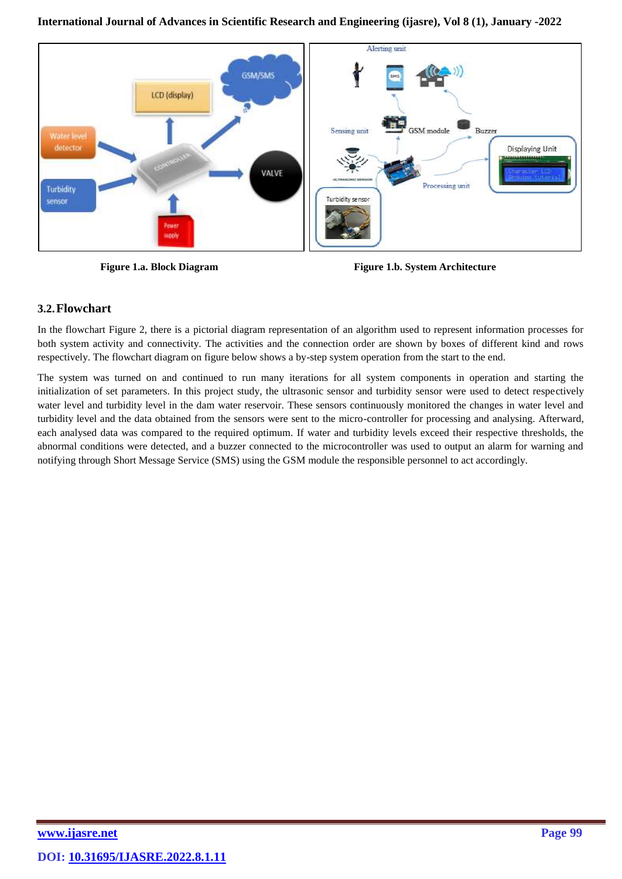Figure 1.a. Block Diagram

Figure 1.b. System Architecture

### 3.2. Flowchart

In the flowchart Figure 2, there is a pictorial diagram representation of an algorithm used to represent information processes for both system activity and connectivity. The activities and the connection order are shown by boxes of different kind and rows respectively. The flowchart diagram on figure below shows a by-step system operation from the start to the end.

The system was turned on and continued to run many iterations for all system components in operation and starting the initialization of set parameters. In this project study, the ultrasonic sensor and turbidity sensor were used to detect respectively water level and turbidity level in the dam water reservoir. These sensors continuously monitored the changes in water level and turbidity level and the data obtained from the sensors were sent to the micro-controller for processing and analysing. Afterward, each analysed data was compared to the required optimum. If water and turbidity levels exceed their respective thresholds, the abnormal conditions were detected, and a buzzer connected to the microcontroller was used to output an alarm for warning and notifying through Short Message Service (SMS) using the GSM module the responsible personnel to act accordingly.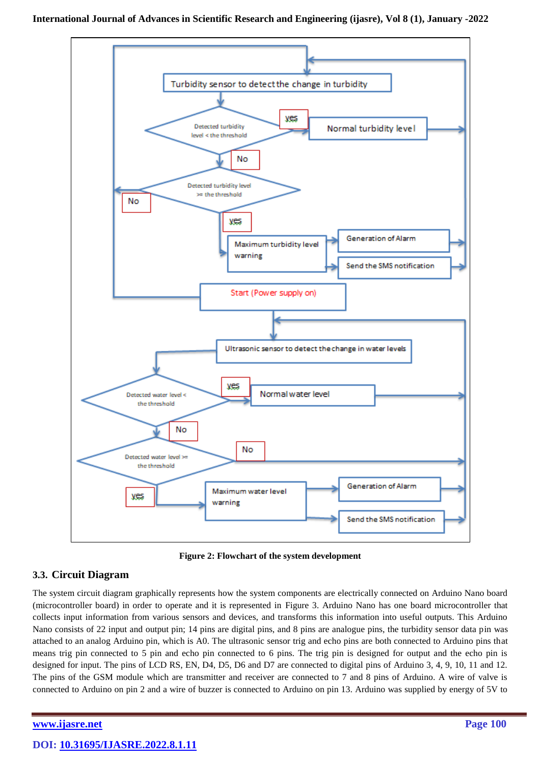Figure 2: Flowchart of the system development

### 3.3. Circuit Diagram

The system circuit diagram graphically represents how the system components are electrically connected on Arduino Nano board (microcontroller board) in order to operate and it is represented in Figure 3. Arduino Nano has one board microcontroller that collects input information from various sensors and devices, and transforms this information into useful outputs. This Arduino Nano consists of 22 input and output pin; 14 pins are digital pins, and 8 pins are analogue pins, the turbidity sensor data pin was attached to an analog Arduino pin, which is A0. The ultrasonic sensor trig and echo pins are both connected to Arduino pins that means trig pin connected to 5 pin and echo pin connected to 6 pins. The trig pin is designed for output and the echo pin is designed for input. The pins of LCD RS, EN, D4, D5, D6 and D7 are connected to digital pins of Arduino 3, 4, 9, 10, 11 and 12. The pins of the GSM module which are transmitter and receiver are connected to 7 and 8 pins of Arduino. A wire of valve is connected to Arduino on pin 2 and a wire of buzzer is connected to Arduino on pin 13. Arduino was supplied by energy of 5V to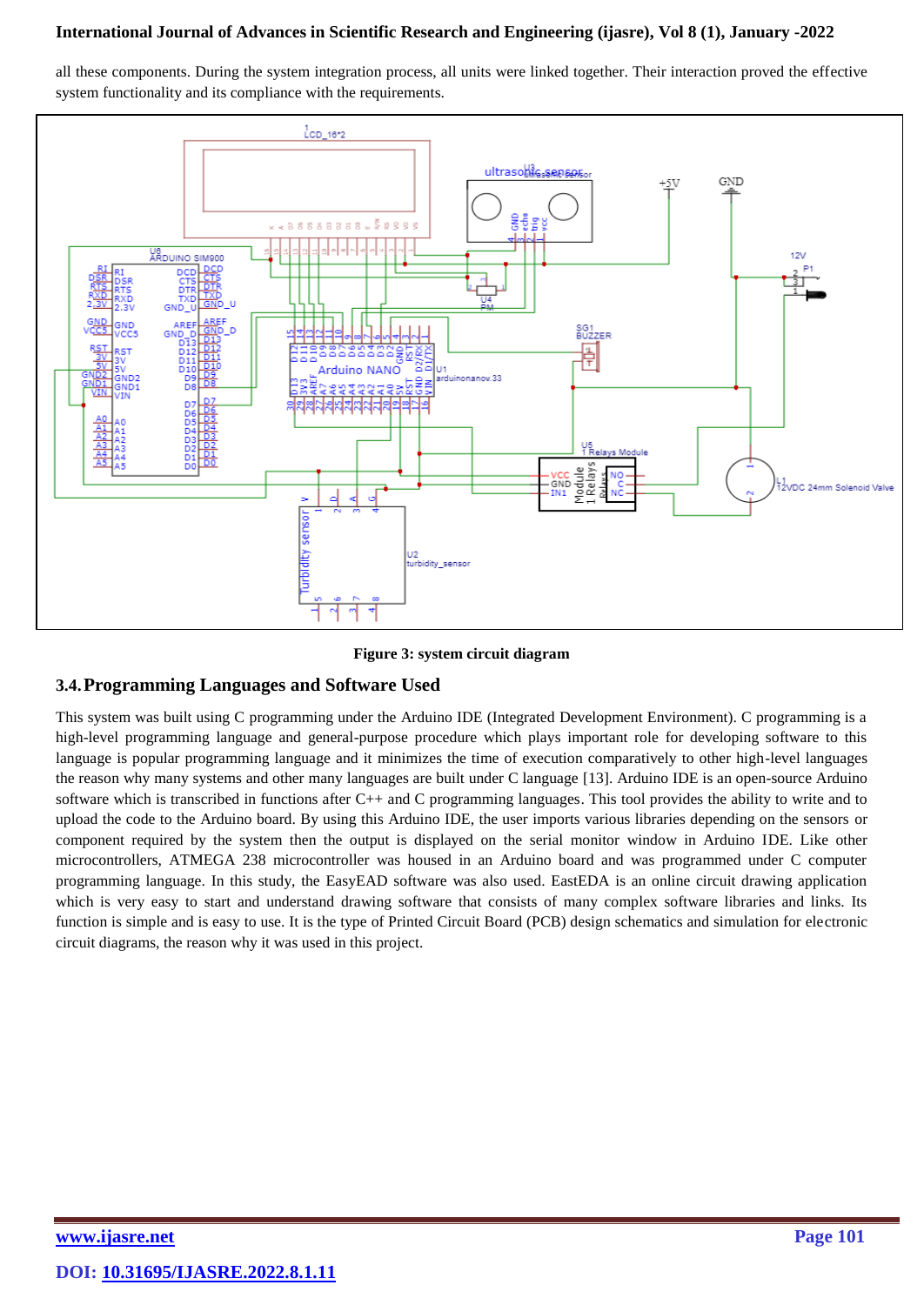all these components. During the system integration process, all units were linked together. Their interaction proved the effective system functionality and its compliance with the requirements.

**Figure 3: system circuit diagram**

## 3.4. Programming Languages and Software Used

This system was built using C programming under the Arduino IDE (Integrated Development Environment). C programming is a high-level programming language and general-purpose procedure which plays important role for developing software to this language is popular programming language and it minimizes the time of execution comparatively to other high-level languages the reason why many systems and other many languages are built under C language [13]. Arduino IDE is an open-source Arduino software which is transcribed in functions after C++ and C programming languages. This tool provides the ability to write and to upload the code to the Arduino board. By using this Arduino IDE, the user imports various libraries depending on the sensors or component required by the system then the output is displayed on the serial monitor window in Arduino IDE. Like other microcontrollers, ATMEGA 238 microcontroller was housed in an Arduino board and was programmed under C computer programming language. In this study, the EasyEAD software was also used. EastEDA is an online circuit drawing application which is very easy to start and understand drawing software that consists of many complex software libraries and links. Its function is simple and is easy to use. It is the type of Printed Circuit Board (PCB) design schematics and simulation for electronic circuit diagrams, the reason why it was used in this project.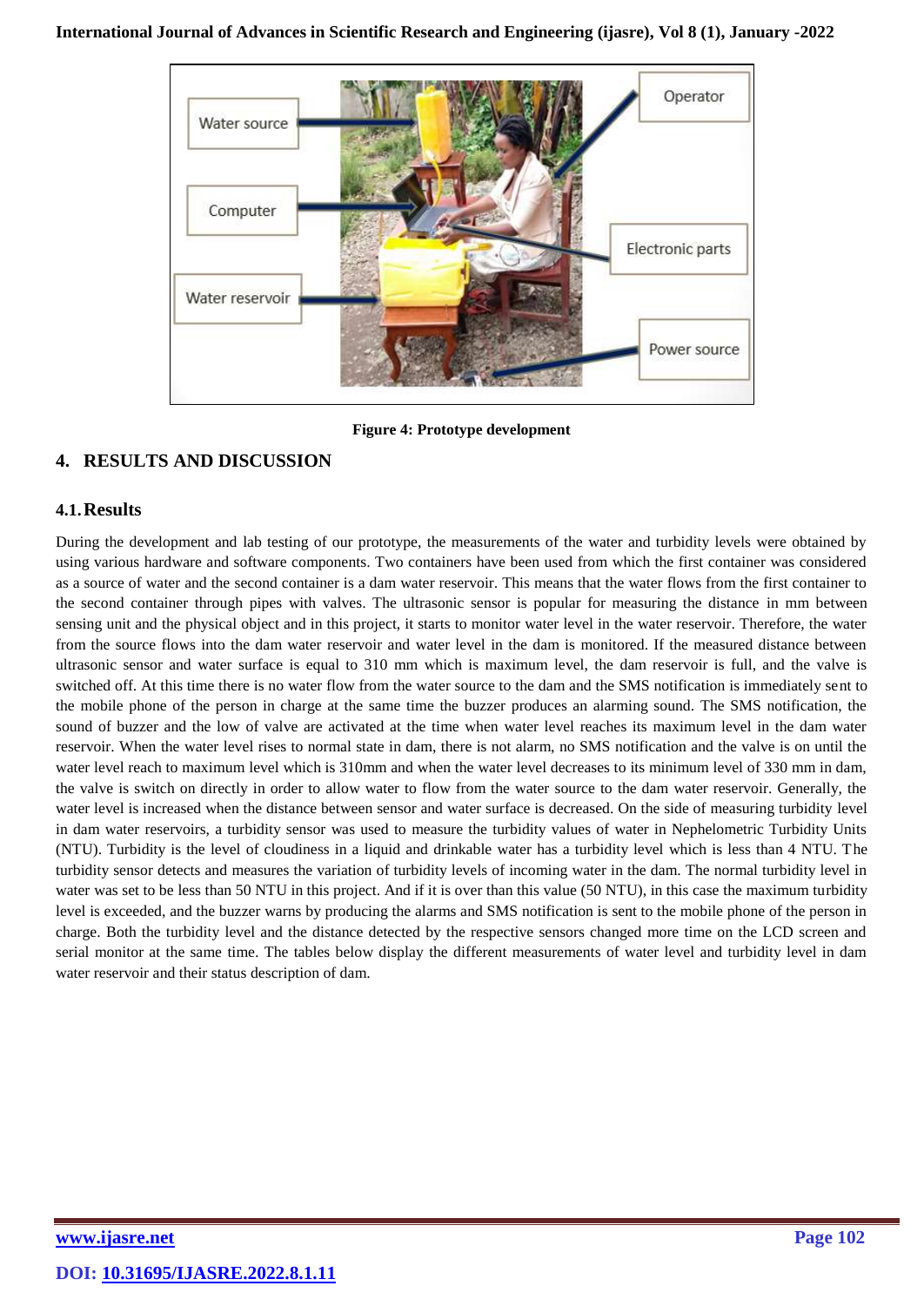Figure 4: Prototype development

## 4. RESULTS AND DISCUSSION

### 4.1. Results

During the development and lab testing of our prototype, the measurements of the water and turbidity levels were obtained by using various hardware and software components. Two containers have been used from which the first container was considered as a source of water and the second container is a dam water reservoir. This means that the water flows from the first container to the second container through pipes with valves. The ultrasonic sensor is popular for measuring the distance in mm between sensing unit and the physical object and in this project, it starts to monitor water level in the water reservoir. Therefore, the water from the source flows into the dam water reservoir and water level in the dam is monitored. If the measured distance between ultrasonic sensor and water surface is equal to 310 mm which is maximum level, the dam reservoir is full, and the valve is switched off. At this time there is no water flow from the water source to the dam and the SMS notification is immediately sent to the mobile phone of the person in charge at the same time the buzzer produces an alarming sound. The SMS notification, the sound of buzzer and the low of valve are activated at the time when water level reaches its maximum level in the dam water reservoir. When the water level rises to normal state in dam, there is not alarm, no SMS notification and the valve is on until the water level reach to maximum level which is 310mm and when the water level decreases to its minimum level of 330 mm in dam, the valve is switch on directly in order to allow water to flow from the water source to the dam water reservoir. Generally, the water level is increased when the distance between sensor and water surface is decreased. On the side of measuring turbidity level in dam water reservoirs, a turbidity sensor was used to measure the turbidity values of water in Nephelometric Turbidity Units (NTU). Turbidity is the level of cloudiness in a liquid and drinkable water has a turbidity level which is less than 4 NTU. The turbidity sensor detects and measures the variation of turbidity levels of incoming water in the dam. The normal turbidity level in water was set to be less than 50 NTU in this project. And if it is over than this value (50 NTU), in this case the maximum turbidity level is exceeded, and the buzzer warns by producing the alarms and SMS notification is sent to the mobile phone of the person in charge. Both the turbidity level and the distance detected by the respective sensors changed more time on the LCD screen and serial monitor at the same time. The tables below display the different measurements of water level and turbidity level in dam water reservoir and their status description of dam.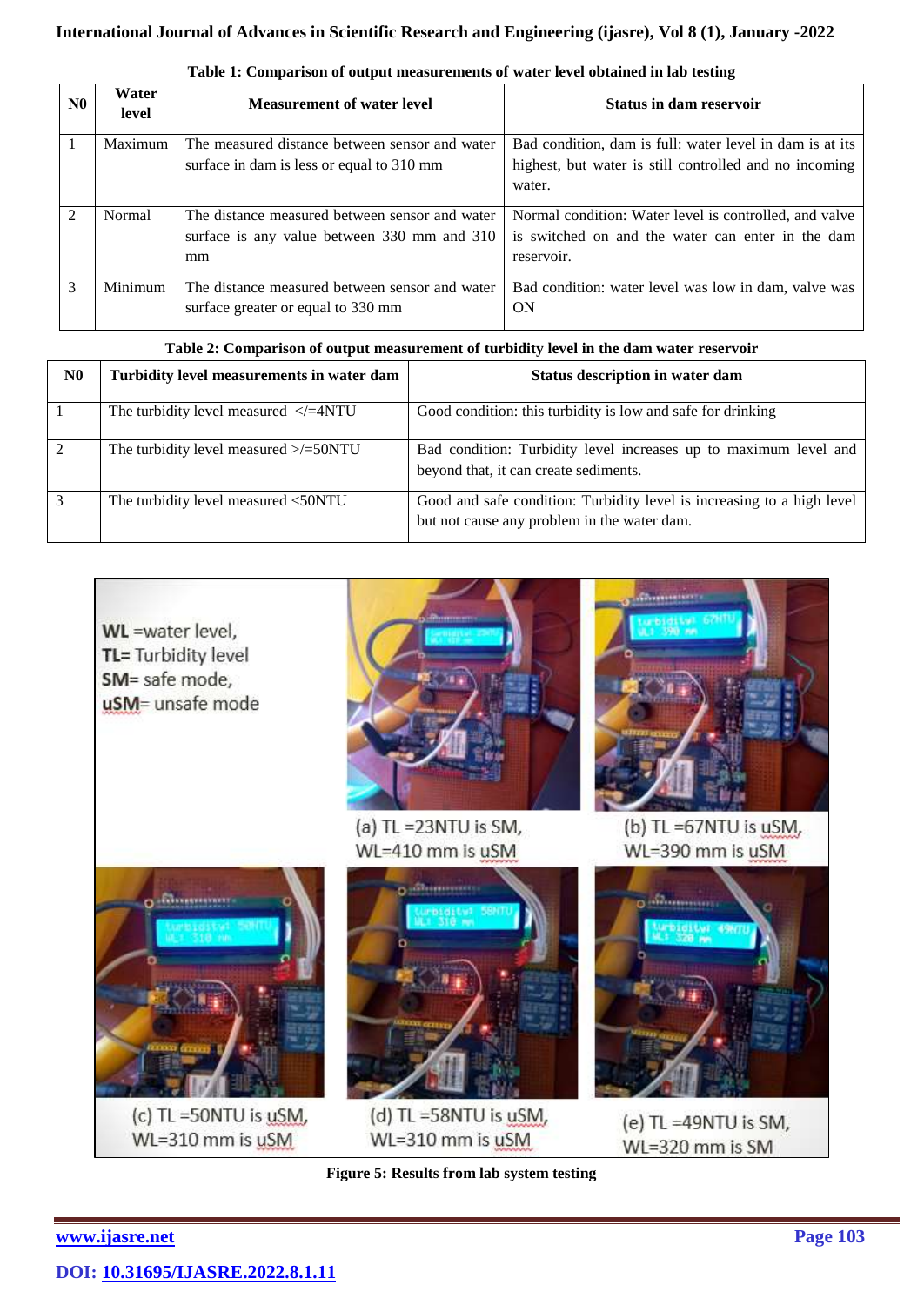**Table 1: Comparison of output measurements of water level obtained in lab testing**

| N0 | Water level | Measurement of water level | Status in dam reservoir |
|---|---|---|---|
| 1 | Maximum | The measured distance between sensor and water surface in dam is less or equal to 310 mm | Bad condition, dam is full: water level in dam is at its highest, but water is still controlled and no incoming water. |
| 2 | Normal | The distance measured between sensor and water surface is any value between 330 mm and 310 mm | Normal condition: Water level is controlled, and valve is switched on and the water can enter in the dam reservoir. |
| 3 | Minimum | The distance measured between sensor and water surface greater or equal to 330 mm | Bad condition: water level was low in dam, valve was ON |

**Table 2: Comparison of output measurement of turbidity level in the dam water reservoir**

| N0 | Turbidity level measurements in water dam | Status description in water dam |
|---|---|---|
| 1 | The turbidity level measured </=4NTU | Good condition: this turbidity is low and safe for drinking |
| 2 | The turbidity level measured >/=50NTU | Bad condition: Turbidity level increases up to maximum level and beyond that, it can create sediments. |
| 3 | The turbidity level measured <50NTU | Good and safe condition: Turbidity level is increasing to a high level but not cause any problem in the water dam. |

WL =water level,
TL= Turbidity level
SM= safe mode,
uSM= unsafe mode

(a) TL =23NTU is SM, WL=410 mm is uSM

(b) TL =67NTU is uSM, WL=390 mm is uSM

(c) TL =50NTU is uSM, WL=310 mm is uSM

(d) TL =58NTU is uSM, WL=310 mm is uSM

(e) TL =49NTU is SM, WL=320 mm is SM

**Figure 5: Results from lab system testing**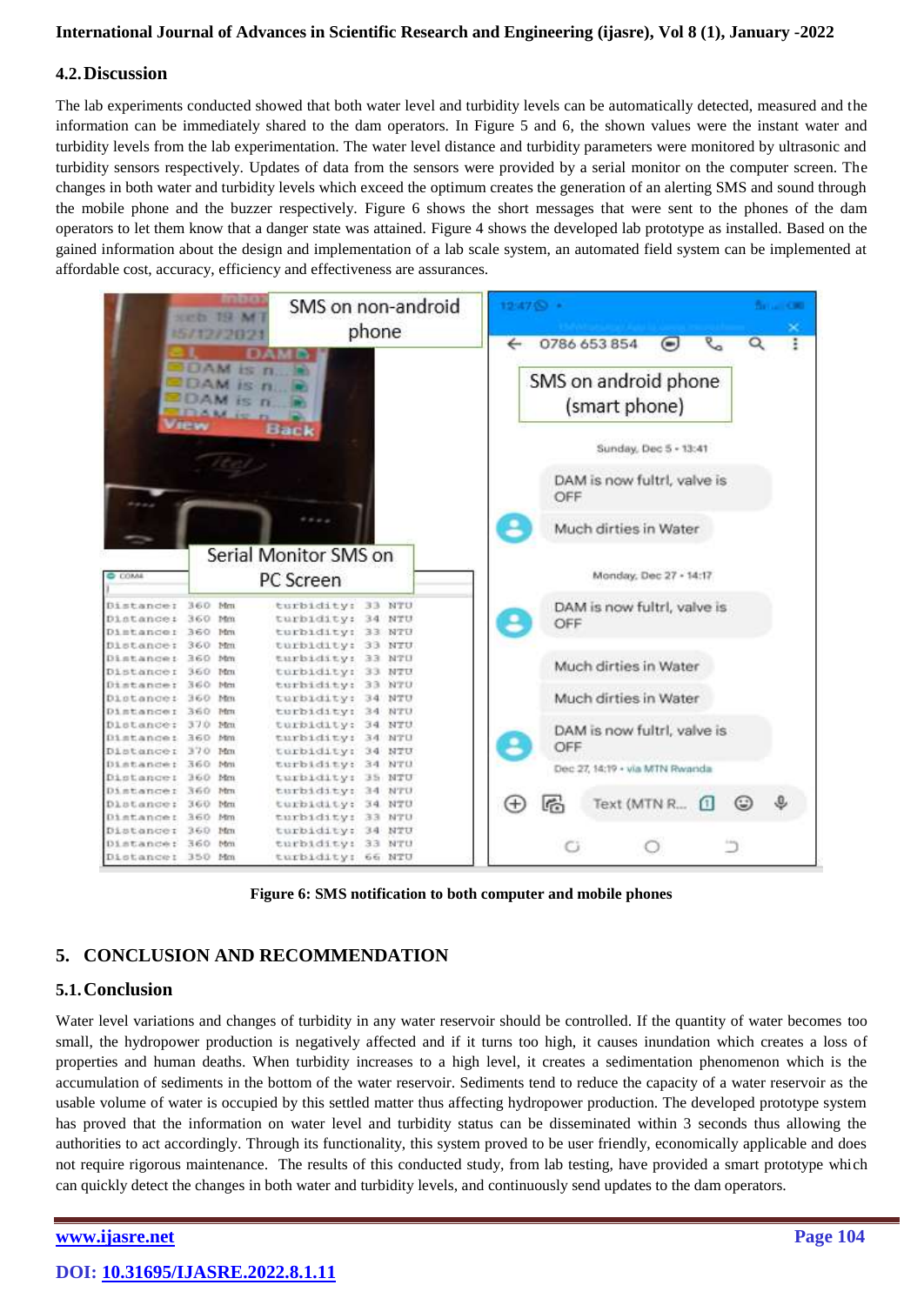### 4.2. Discussion

The lab experiments conducted showed that both water level and turbidity levels can be automatically detected, measured and the information can be immediately shared to the dam operators. In Figure 5 and 6, the shown values were the instant water and turbidity levels from the lab experimentation. The water level distance and turbidity parameters were monitored by ultrasonic and turbidity sensors respectively. Updates of data from the sensors were provided by a serial monitor on the computer screen. The changes in both water and turbidity levels which exceed the optimum creates the generation of an alerting SMS and sound through the mobile phone and the buzzer respectively. Figure 6 shows the short messages that were sent to the phones of the dam operators to let them know that a danger state was attained. Figure 4 shows the developed lab prototype as installed. Based on the gained information about the design and implementation of a lab scale system, an automated field system can be implemented at affordable cost, accuracy, efficiency and effectiveness are assurances.

**Figure 6: SMS notification to both computer and mobile phones**

## 5. CONCLUSION AND RECOMMENDATION

### 5.1. Conclusion

Water level variations and changes of turbidity in any water reservoir should be controlled. If the quantity of water becomes too small, the hydropower production is negatively affected and if it turns too high, it causes inundation which creates a loss of properties and human deaths. When turbidity increases to a high level, it creates a sedimentation phenomenon which is the accumulation of sediments in the bottom of the water reservoir. Sediments tend to reduce the capacity of a water reservoir as the usable volume of water is occupied by this settled matter thus affecting hydropower production. The developed prototype system has proved that the information on water level and turbidity status can be disseminated within 3 seconds thus allowing the authorities to act accordingly. Through its functionality, this system proved to be user friendly, economically applicable and does not require rigorous maintenance. The results of this conducted study, from lab testing, have provided a smart prototype which can quickly detect the changes in both water and turbidity levels, and continuously send updates to the dam operators.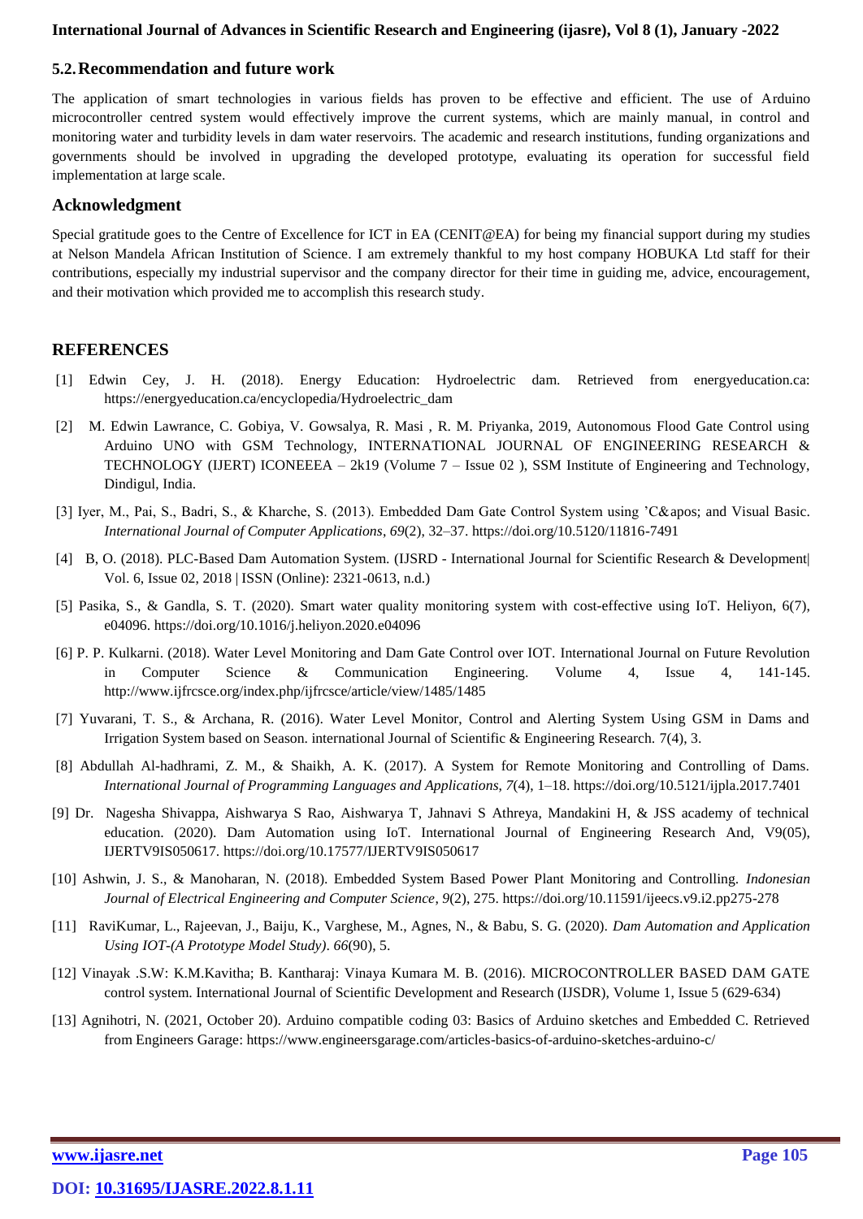### 5.2. Recommendation and future work

The application of smart technologies in various fields has proven to be effective and efficient. The use of Arduino microcontroller centred system would effectively improve the current systems, which are mainly manual, in control and monitoring water and turbidity levels in dam water reservoirs. The academic and research institutions, funding organizations and governments should be involved in upgrading the developed prototype, evaluating its operation for successful field implementation at large scale.

## Acknowledgment

Special gratitude goes to the Centre of Excellence for ICT in EA (CENIT@EA) for being my financial support during my studies at Nelson Mandela African Institution of Science. I am extremely thankful to my host company HOBUKA Ltd staff for their contributions, especially my industrial supervisor and the company director for their time in guiding me, advice, encouragement, and their motivation which provided me to accomplish this research study.

## REFERENCES

[1] Edwin Cey, J. H. (2018). Energy Education: Hydroelectric dam. Retrieved from energyeducation.ca: https://energyeducation.ca/encyclopedia/Hydroelectric_dam

[2] M. Edwin Lawrance, C. Gobiya, V. Gowsalya, R. Masi , R. M. Priyanka, 2019, Autonomous Flood Gate Control using Arduino UNO with GSM Technology, INTERNATIONAL JOURNAL OF ENGINEERING RESEARCH & TECHNOLOGY (IJERT) ICONEEEA – 2k19 (Volume 7 – Issue 02 ), SSM Institute of Engineering and Technology, Dindigul, India.

[3] Iyer, M., Pai, S., Badri, S., & Kharche, S. (2013). Embedded Dam Gate Control System using 'C&apos; and Visual Basic. *International Journal of Computer Applications*, *69*(2), 32–37. https://doi.org/10.5120/11816-7491

[4] B, O. (2018). PLC-Based Dam Automation System. (IJSRD - International Journal for Scientific Research & Development| Vol. 6, Issue 02, 2018 | ISSN (Online): 2321-0613, n.d.)

[5] Pasika, S., & Gandla, S. T. (2020). Smart water quality monitoring system with cost-effective using IoT. Heliyon, 6(7), e04096. https://doi.org/10.1016/j.heliyon.2020.e04096

[6] P. P. Kulkarni. (2018). Water Level Monitoring and Dam Gate Control over IOT. International Journal on Future Revolution in Computer Science & Communication Engineering. Volume 4, Issue 4, 141-145. http://www.ijfrcsce.org/index.php/ijfrcsce/article/view/1485/1485

[7] Yuvarani, T. S., & Archana, R. (2016). Water Level Monitor, Control and Alerting System Using GSM in Dams and Irrigation System based on Season. international Journal of Scientific & Engineering Research. 7(4), 3.

[8] Abdullah Al-hadhrami, Z. M., & Shaikh, A. K. (2017). A System for Remote Monitoring and Controlling of Dams. *International Journal of Programming Languages and Applications*, *7*(4), 1–18. https://doi.org/10.5121/ijpla.2017.7401

[9] Dr. Nagesha Shivappa, Aishwarya S Rao, Aishwarya T, Jahnavi S Athreya, Mandakini H, & JSS academy of technical education. (2020). Dam Automation using IoT. International Journal of Engineering Research And, V9(05), IJERTV9IS050617. https://doi.org/10.17577/IJERTV9IS050617

[10] Ashwin, J. S., & Manoharan, N. (2018). Embedded System Based Power Plant Monitoring and Controlling. *Indonesian Journal of Electrical Engineering and Computer Science*, *9*(2), 275. https://doi.org/10.11591/ijeecs.v9.i2.pp275-278

[11] RaviKumar, L., Rajeevan, J., Baiju, K., Varghese, M., Agnes, N., & Babu, S. G. (2020). *Dam Automation and Application Using IOT-(A Prototype Model Study)*. *66*(90), 5.

[12] Vinayak .S.W: K.M.Kavitha; B. Kantharaj: Vinaya Kumara M. B. (2016). MICROCONTROLLER BASED DAM GATE control system. International Journal of Scientific Development and Research (IJSDR), Volume 1, Issue 5 (629-634)

[13] Agnihotri, N. (2021, October 20). Arduino compatible coding 03: Basics of Arduino sketches and Embedded C. Retrieved from Engineers Garage: https://www.engineersgarage.com/articles-basics-of-arduino-sketches-arduino-c/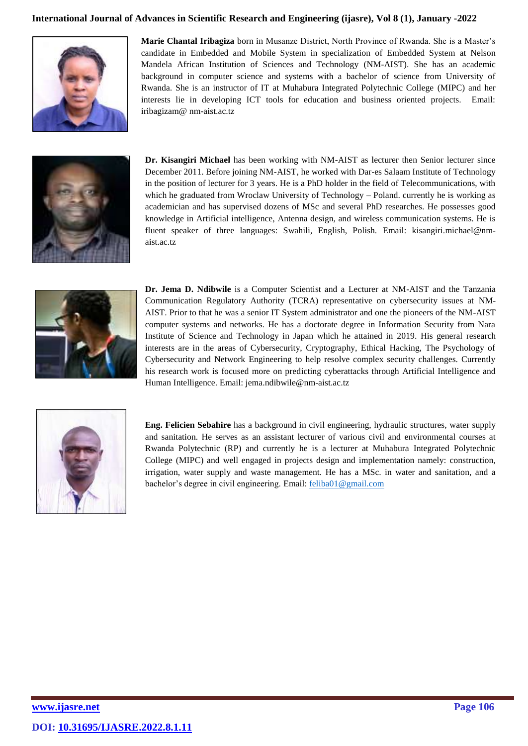**Marie Chantal Iribagiza** born in Musanze District, North Province of Rwanda. She is a Master's candidate in Embedded and Mobile System in specialization of Embedded System at Nelson Mandela African Institution of Sciences and Technology (NM-AIST). She has an academic background in computer science and systems with a bachelor of science from University of Rwanda. She is an instructor of IT at Muhabura Integrated Polytechnic College (MIPC) and her interests lie in developing ICT tools for education and business oriented projects. Email: iribagizam@ nm-aist.ac.tz

**Dr. Kisangiri Michael** has been working with NM-AIST as lecturer then Senior lecturer since December 2011. Before joining NM-AIST, he worked with Dar-es Salaam Institute of Technology in the position of lecturer for 3 years. He is a PhD holder in the field of Telecommunications, with which he graduated from Wroclaw University of Technology – Poland. currently he is working as academician and has supervised dozens of MSc and several PhD researches. He possesses good knowledge in Artificial intelligence, Antenna design, and wireless communication systems. He is fluent speaker of three languages: Swahili, English, Polish. Email: kisangiri.michael@nm-aist.ac.tz

**Dr. Jema D. Ndibwile** is a Computer Scientist and a Lecturer at NM-AIST and the Tanzania Communication Regulatory Authority (TCRA) representative on cybersecurity issues at NM-AIST. Prior to that he was a senior IT System administrator and one the pioneers of the NM-AIST computer systems and networks. He has a doctorate degree in Information Security from Nara Institute of Science and Technology in Japan which he attained in 2019. His general research interests are in the areas of Cybersecurity, Cryptography, Ethical Hacking, The Psychology of Cybersecurity and Network Engineering to help resolve complex security challenges. Currently his research work is focused more on predicting cyberattacks through Artificial Intelligence and Human Intelligence. Email: jema.ndibwile@nm-aist.ac.tz

**Eng. Felicien Sebahire** has a background in civil engineering, hydraulic structures, water supply and sanitation. He serves as an assistant lecturer of various civil and environmental courses at Rwanda Polytechnic (RP) and currently he is a lecturer at Muhabura Integrated Polytechnic College (MIPC) and well engaged in projects design and implementation namely: construction, irrigation, water supply and waste management. He has a MSc. in water and sanitation, and a bachelor's degree in civil engineering. Email: feliba01@gmail.com